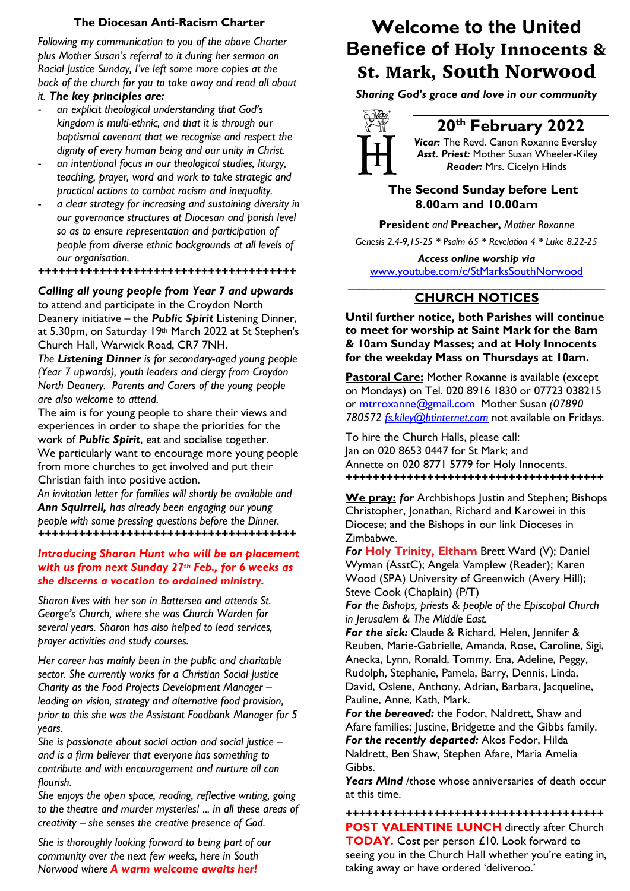# Welcome to the United Benefice of Holy Innocents & St. Mark, South Norwood

***Sharing God's grace and love in our community***

## 20th February 2022

***Vicar:*** The Revd. Canon Roxanne Eversley
***Asst. Priest:*** Mother Susan Wheeler-Kiley
***Reader:*** Mrs. Cicelyn Hinds

**The Second Sunday before Lent**
**8.00am and 10.00am**

**President** *and* **Preacher,** *Mother Roxanne*

*Genesis 2.4-9,15-25 * Psalm 65 * Revelation 4 * Luke 8.22-25*

***Access online worship via***
www.youtube.com/c/StMarksSouthNorwood

## CHURCH NOTICES

**Until further notice, both Parishes will continue to meet for worship at Saint Mark for the 8am & 10am Sunday Masses; and at Holy Innocents for the weekday Mass on Thursdays at 10am.**

**Pastoral Care:** Mother Roxanne is available (except on Mondays) on Tel. 020 8916 1830 or 07723 038215 or mtrroxanne@gmail.com Mother Susan *(07890 780572 fs.kiley@btinternet.com* not available on Fridays.

To hire the Church Halls, please call:
Jan on 020 8653 0447 for St Mark; and
Annette on 020 8771 5779 for Holy Innocents.

++++++++++++++++++++++++++++++++++++++++

**We pray:** ***for*** Archbishops Justin and Stephen; Bishops Christopher, Jonathan, Richard and Karowei in this Diocese; and the Bishops in our link Dioceses in Zimbabwe.

***For*** **Holy Trinity, Eltham** Brett Ward (V); Daniel Wyman (AsstC); Angela Vamplew (Reader); Karen Wood (SPA) University of Greenwich (Avery Hill); Steve Cook (Chaplain) (P/T)

***For*** *the Bishops, priests & people of the Episcopal Church in Jerusalem & The Middle East.*

***For the sick:*** Claude & Richard, Helen, Jennifer & Reuben, Marie-Gabrielle, Amanda, Rose, Caroline, Sigi, Anecka, Lynn, Ronald, Tommy, Ena, Adeline, Peggy, Rudolph, Stephanie, Pamela, Barry, Dennis, Linda, David, Oslene, Anthony, Adrian, Barbara, Jacqueline, Pauline, Anne, Kath, Mark.

***For the bereaved:*** the Fodor, Naldrett, Shaw and Afare families; Justine, Bridgette and the Gibbs family.

***For the recently departed:*** Akos Fodor, Hilda Naldrett, Ben Shaw, Stephen Afare, Maria Amelia Gibbs.

***Years Mind*** /those whose anniversaries of death occur at this time.

++++++++++++++++++++++++++++++++++++++++

**POST VALENTINE LUNCH** directly after Church **TODAY.** Cost per person £10. Look forward to seeing you in the Church Hall whether you're eating in, taking away or have ordered 'deliveroo.'

## The Diocesan Anti-Racism Charter

*Following my communication to you of the above Charter plus Mother Susan's referral to it during her sermon on Racial Justice Sunday, I've left some more copies at the back of the church for you to take away and read all about it.* ***The key principles are:***

- *an explicit theological understanding that God's kingdom is multi-ethnic, and that it is through our baptismal covenant that we recognise and respect the dignity of every human being and our unity in Christ.*
- *an intentional focus in our theological studies, liturgy, teaching, prayer, word and work to take strategic and practical actions to combat racism and inequality.*
- *a clear strategy for increasing and sustaining diversity in our governance structures at Diocesan and parish level so as to ensure representation and participation of people from diverse ethnic backgrounds at all levels of our organisation.*

++++++++++++++++++++++++++++++++++++++++

***Calling all young people from Year 7 and upwards*** to attend and participate in the Croydon North Deanery initiative – the ***Public Spirit*** Listening Dinner, at 5.30pm, on Saturday 19th March 2022 at St Stephen's Church Hall, Warwick Road, CR7 7NH.

*The **Listening Dinner** is for secondary-aged young people (Year 7 upwards), youth leaders and clergy from Croydon North Deanery. Parents and Carers of the young people are also welcome to attend.*

The aim is for young people to share their views and experiences in order to shape the priorities for the work of ***Public Spirit***, eat and socialise together.

We particularly want to encourage more young people from more churches to get involved and put their Christian faith into positive action.

*An invitation letter for families will shortly be available and **Ann Squirrell,** has already been engaging our young people with some pressing questions before the Dinner.*

++++++++++++++++++++++++++++++++++++++++

***Introducing Sharon Hunt who will be on placement with us from next Sunday 27th Feb., for 6 weeks as she discerns a vocation to ordained ministry.***

*Sharon lives with her son in Battersea and attends St. George's Church, where she was Church Warden for several years. Sharon has also helped to lead services, prayer activities and study courses.*

*Her career has mainly been in the public and charitable sector. She currently works for a Christian Social Justice Charity as the Food Projects Development Manager – leading on vision, strategy and alternative food provision, prior to this she was the Assistant Foodbank Manager for 5 years.*

*She is passionate about social action and social justice – and is a firm believer that everyone has something to contribute and with encouragement and nurture all can flourish.*

*She enjoys the open space, reading, reflective writing, going to the theatre and murder mysteries! ... in all these areas of creativity – she senses the creative presence of God.*

*She is thoroughly looking forward to being part of our community over the next few weeks, here in South Norwood where **A warm welcome awaits her!***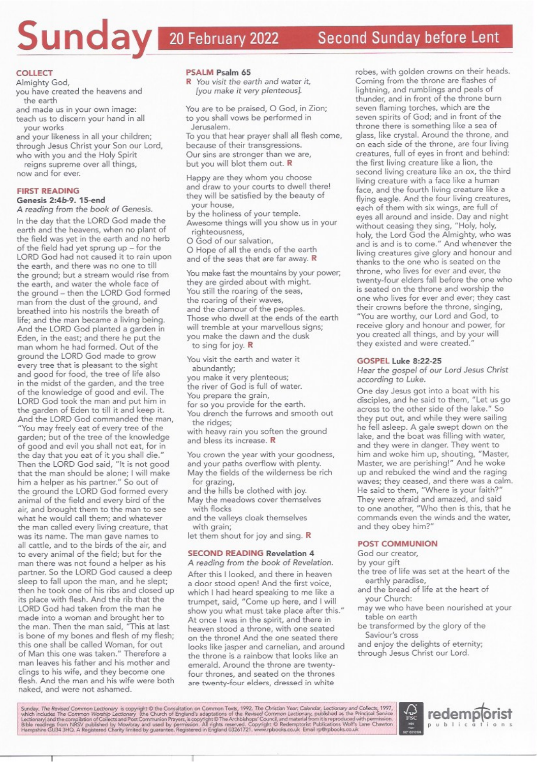# Sunday 20 February 2022 Second Sunday before Lent

## COLLECT

Almighty God,
you have created the heavens and the earth
and made us in your own image:
teach us to discern your hand in all your works
and your likeness in all your children;
through Jesus Christ your Son our Lord,
who with you and the Holy Spirit
reigns supreme over all things,
now and for ever.

## FIRST READING

**Genesis 2:4b-9. 15-end**

*A reading from the book of Genesis.*

In the day that the LORD God made the earth and the heavens, when no plant of the field was yet in the earth and no herb of the field had yet sprung up – for the LORD God had not caused it to rain upon the earth, and there was no one to till the ground; but a stream would rise from the earth, and water the whole face of the ground – then the LORD God formed man from the dust of the ground, and breathed into his nostrils the breath of life; and the man became a living being. And the LORD God planted a garden in Eden, in the east; and there he put the man whom he had formed. Out of the ground the LORD God made to grow every tree that is pleasant to the sight and good for food, the tree of life also in the midst of the garden, and the tree of the knowledge of good and evil. The LORD God took the man and put him in the garden of Eden to till it and keep it. And the LORD God commanded the man, "You may freely eat of every tree of the garden; but of the tree of the knowledge of good and evil you shall not eat, for in the day that you eat of it you shall die." Then the LORD God said, "It is not good that the man should be alone; I will make him a helper as his partner." So out of the ground the LORD God formed every animal of the field and every bird of the air, and brought them to the man to see what he would call them; and whatever the man called every living creature, that was its name. The man gave names to all cattle, and to the birds of the air, and to every animal of the field; but for the man there was not found a helper as his partner. So the LORD God caused a deep sleep to fall upon the man, and he slept; then he took one of his ribs and closed up its place with flesh. And the rib that the LORD God had taken from the man he made into a woman and brought her to the man. Then the man said, "This at last is bone of my bones and flesh of my flesh; this one shall be called Woman, for out of Man this one was taken." Therefore a man leaves his father and his mother and clings to his wife, and they become one flesh. And the man and his wife were both naked, and were not ashamed.

## PSALM Psalm 65

**R** *You visit the earth and water it, [you make it very plenteous].*

You are to be praised, O God, in Zion;
to you shall vows be performed in Jerusalem.
To you that hear prayer shall all flesh come,
because of their transgressions.
Our sins are stronger than we are,
but you will blot them out. **R**

Happy are they whom you choose
and draw to your courts to dwell there!
they will be satisfied by the beauty of your house,
by the holiness of your temple.
Awesome things will you show us in your righteousness,
O God of our salvation,
O Hope of all the ends of the earth
and of the seas that are far away. **R**

You make fast the mountains by your power;
they are girded about with might.
You still the roaring of the seas,
the roaring of their waves,
and the clamour of the peoples.
Those who dwell at the ends of the earth
will tremble at your marvellous signs;
you make the dawn and the dusk
to sing for joy. **R**

You visit the earth and water it abundantly;
you make it very plenteous;
the river of God is full of water.
You prepare the grain,
for so you provide for the earth.
You drench the furrows and smooth out the ridges;
with heavy rain you soften the ground
and bless its increase. **R**

You crown the year with your goodness,
and your paths overflow with plenty.
May the fields of the wilderness be rich for grazing,
and the hills be clothed with joy.
May the meadows cover themselves with flocks
and the valleys cloak themselves with grain;
let them shout for joy and sing. **R**

## SECOND READING Revelation 4

*A reading from the book of Revelation.*

After this I looked, and there in heaven a door stood open! And the first voice, which I had heard speaking to me like a trumpet, said, "Come up here, and I will show you what must take place after this." At once I was in the spirit, and there in heaven stood a throne, with one seated on the throne! And the one seated there looks like jasper and carnelian, and around the throne is a rainbow that looks like an emerald. Around the throne are twenty-four thrones, and seated on the thrones are twenty-four elders, dressed in white robes, with golden crowns on their heads. Coming from the throne are flashes of lightning, and rumblings and peals of thunder, and in front of the throne burn seven flaming torches, which are the seven spirits of God; and in front of the throne there is something like a sea of glass, like crystal. Around the throne, and on each side of the throne, are four living creatures, full of eyes in front and behind: the first living creature like a lion, the second living creature like an ox, the third living creature with a face like a human face, and the fourth living creature like a flying eagle. And the four living creatures, each of them with six wings, are full of eyes all around and inside. Day and night without ceasing they sing, "Holy, holy, holy, the Lord God the Almighty, who was and is and is to come." And whenever the living creatures give glory and honour and thanks to the one who is seated on the throne, who lives for ever and ever, the twenty-four elders fall before the one who is seated on the throne and worship the one who lives for ever and ever; they cast their crowns before the throne, singing, "You are worthy, our Lord and God, to receive glory and honour and power, for you created all things, and by your will they existed and were created."

## GOSPEL Luke 8:22-25

*Hear the gospel of our Lord Jesus Christ according to Luke.*

One day Jesus got into a boat with his disciples, and he said to them, "Let us go across to the other side of the lake." So they put out, and while they were sailing he fell asleep. A gale swept down on the lake, and the boat was filling with water, and they were in danger. They went to him and woke him up, shouting, "Master, Master, we are perishing!" And he woke up and rebuked the wind and the raging waves; they ceased, and there was a calm. He said to them, "Where is your faith?" They were afraid and amazed, and said to one another, "Who then is this, that he commands even the winds and the water, and they obey him?"

## POST COMMUNION

God our creator,
by your gift
the tree of life was set at the heart of the earthly paradise,
and the bread of life at the heart of your Church:
may we who have been nourished at your table on earth
be transformed by the glory of the Saviour's cross
and enjoy the delights of eternity;
through Jesus Christ our Lord.

Sunday. *The Revised Common Lectionary* is copyright © the Consultation on Common Texts, 1992. *The Christian Year: Calendar, Lectionary and Collects*, 1997, which includes *The Common Worship Lectionary* (the Church of England's adaptations of the *Revised Common Lectionary*, published as the Principal Service Lectionary) and the compilation of Collects and Post Communion Prayers, is copyright © The Archbishops' Council, and material from it is reproduced with permission. Bible readings from NRSV published by Mowbray and used by permission. All rights reserved. Copyright © Redemptorist Publications Wolf's Lane Chawton Hampshire GU34 3HQ. A Registered Charity limited by guarantee. Registered in England 03261721. www.rpbooks.co.uk Email rp@rpbooks.co.uk

redemptorist publications